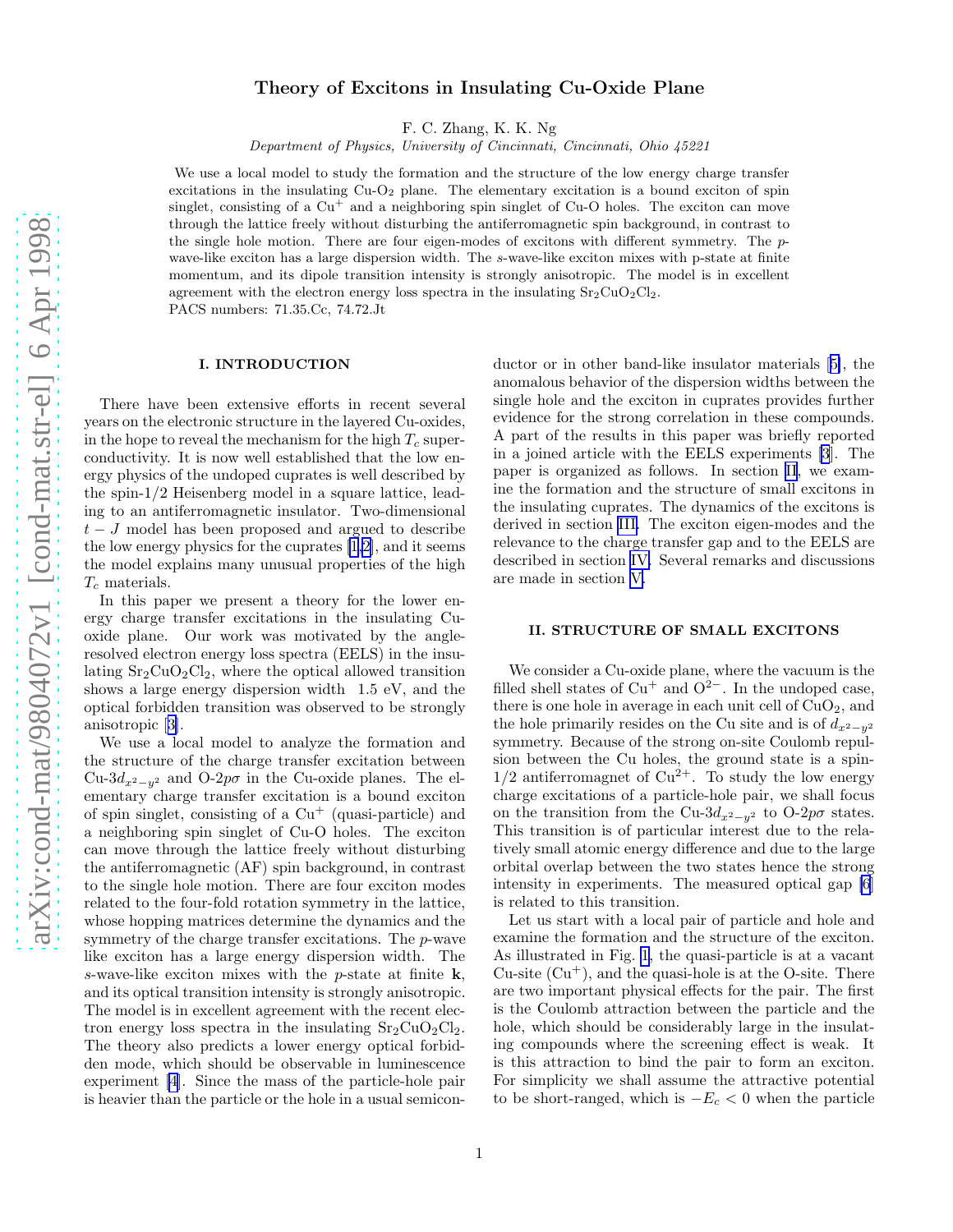# Theory of Excitons in Insulating Cu-Oxide Plane

F. C. Zhang, K. K. Ng

*Department of Physics, University of Cincinnati, Cincinnati, Ohio 45221*

We use a local model to study the formation and the structure of the low energy charge transfer excitations in the insulating Cu-$O_2$ plane. The elementary excitation is a bound exciton of spin singlet, consisting of a $Cu^+$ and a neighboring spin singlet of Cu-O holes. The exciton can move through the lattice freely without disturbing the antiferromagnetic spin background, in contrast to the single hole motion. There are four eigen-modes of excitons with different symmetry. The $p$-wave-like exciton has a large dispersion width. The $s$-wave-like exciton mixes with p-state at finite momentum, and its dipole transition intensity is strongly anisotropic. The model is in excellent agreement with the electron energy loss spectra in the insulating $Sr_2CuO_2Cl_2$.

PACS numbers: 71.35.Cc, 74.72.Jt

## I. INTRODUCTION

There have been extensive efforts in recent several years on the electronic structure in the layered Cu-oxides, in the hope to reveal the mechanism for the high $T_c$ superconductivity. It is now well established that the low energy physics of the undoped cuprates is well described by the spin-1/2 Heisenberg model in a square lattice, leading to an antiferromagnetic insulator. Two-dimensional $t-J$ model has been proposed and argued to describe the low energy physics for the cuprates [1,2], and it seems the model explains many unusual properties of the high $T_c$ materials.

In this paper we present a theory for the lower energy charge transfer excitations in the insulating Cu-oxide plane. Our work was motivated by the angle-resolved electron energy loss spectra (EELS) in the insulating $Sr_2CuO_2Cl_2$, where the optical allowed transition shows a large energy dispersion width 1.5 eV, and the optical forbidden transition was observed to be strongly anisotropic [3].

We use a local model to analyze the formation and the structure of the charge transfer excitation between Cu-$3d_{x^2-y^2}$ and O-$2p\sigma$ in the Cu-oxide planes. The elementary charge transfer excitation is a bound exciton of spin singlet, consisting of a $Cu^+$ (quasi-particle) and a neighboring spin singlet of Cu-O holes. The exciton can move through the lattice freely without disturbing the antiferromagnetic (AF) spin background, in contrast to the single hole motion. There are four exciton modes related to the four-fold rotation symmetry in the lattice, whose hopping matrices determine the dynamics and the symmetry of the charge transfer excitations. The $p$-wave like exciton has a large energy dispersion width. The $s$-wave-like exciton mixes with the $p$-state at finite $\mathbf{k}$, and its optical transition intensity is strongly anisotropic. The model is in excellent agreement with the recent electron energy loss spectra in the insulating $Sr_2CuO_2Cl_2$. The theory also predicts a lower energy optical forbidden mode, which should be observable in luminescence experiment [4]. Since the mass of the particle-hole pair is heavier than the particle or the hole in a usual semiconductor or in other band-like insulator materials [5], the anomalous behavior of the dispersion widths between the single hole and the exciton in cuprates provides further evidence for the strong correlation in these compounds. A part of the results in this paper was briefly reported in a joined article with the EELS experiments [3]. The paper is organized as follows. In section II, we examine the formation and the structure of small excitons in the insulating cuprates. The dynamics of the excitons is derived in section III. The exciton eigen-modes and the relevance to the charge transfer gap and to the EELS are described in section IV. Several remarks and discussions are made in section V.

## II. STRUCTURE OF SMALL EXCITONS

We consider a Cu-oxide plane, where the vacuum is the filled shell states of $Cu^+$ and $O^{2-}$. In the undoped case, there is one hole in average in each unit cell of $CuO_2$, and the hole primarily resides on the Cu site and is of $d_{x^2-y^2}$ symmetry. Because of the strong on-site Coulomb repulsion between the Cu holes, the ground state is a spin-1/2 antiferromagnet of $Cu^{2+}$. To study the low energy charge excitations of a particle-hole pair, we shall focus on the transition from the Cu-$3d_{x^2-y^2}$ to O-$2p\sigma$ states. This transition is of particular interest due to the relatively small atomic energy difference and due to the large orbital overlap between the two states hence the strong intensity in experiments. The measured optical gap [6] is related to this transition.

Let us start with a local pair of particle and hole and examine the formation and the structure of the exciton. As illustrated in Fig. 1, the quasi-particle is at a vacant Cu-site ($Cu^+$), and the quasi-hole is at the O-site. There are two important physical effects for the pair. The first is the Coulomb attraction between the particle and the hole, which should be considerably large in the insulating compounds where the screening effect is weak. It is this attraction to bind the pair to form an exciton. For simplicity we shall assume the attractive potential to be short-ranged, which is $-E_c < 0$ when the particle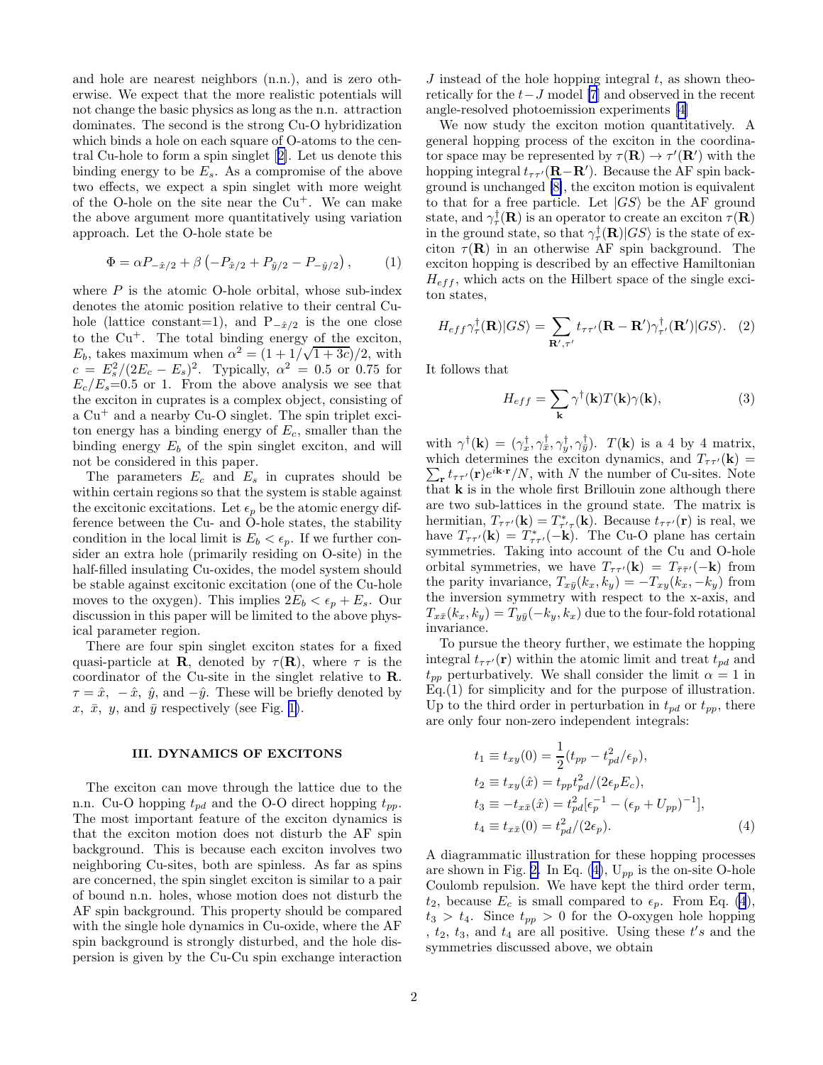and hole are nearest neighbors (n.n.), and is zero otherwise. We expect that the more realistic potentials will not change the basic physics as long as the n.n. attraction dominates. The second is the strong Cu-O hybridization which binds a hole on each square of O-atoms to the central Cu-hole to form a spin singlet [2]. Let us denote this binding energy to be $E_s$. As a compromise of the above two effects, we expect a spin singlet with more weight of the O-hole on the site near the $Cu^+$. We can make the above argument more quantitatively using variation approach. Let the O-hole state be

$$\Phi = \alpha P_{-\hat{x}/2} + \beta \left(-P_{\hat{x}/2} + P_{\hat{y}/2} - P_{-\hat{y}/2}\right), \qquad (1)$$

where $P$ is the atomic O-hole orbital, whose sub-index denotes the atomic position relative to their central Cu-hole (lattice constant=1), and $P_{-\hat{x}/2}$ is the one close to the $Cu^+$. The total binding energy of the exciton, $E_b$, takes maximum when $\alpha^2 = (1 + 1/\sqrt{1+3c})/2$, with $c = E_s^2/(2E_c - E_s)^2$. Typically, $\alpha^2 = 0.5$ or $0.75$ for $E_c/E_s$=0.5 or 1. From the above analysis we see that the exciton in cuprates is a complex object, consisting of a $Cu^+$ and a nearby Cu-O singlet. The spin triplet exciton energy has a binding energy of $E_c$, smaller than the binding energy $E_b$ of the spin singlet exciton, and will not be considered in this paper.

The parameters $E_c$ and $E_s$ in cuprates should be within certain regions so that the system is stable against the excitonic excitations. Let $\epsilon_p$ be the atomic energy difference between the Cu- and O-hole states, the stability condition in the local limit is $E_b < \epsilon_p$. If we further consider an extra hole (primarily residing on O-site) in the half-filled insulating Cu-oxides, the model system should be stable against excitonic excitation (one of the Cu-hole moves to the oxygen). This implies $2E_b < \epsilon_p + E_s$. Our discussion in this paper will be limited to the above physical parameter region.

There are four spin singlet exciton states for a fixed quasi-particle at $\mathbf{R}$, denoted by $\tau(\mathbf{R})$, where $\tau$ is the coordinator of the Cu-site in the singlet relative to $\mathbf{R}$. $\tau = \hat{x},\ -\hat{x},\ \hat{y}$, and $-\hat{y}$. These will be briefly denoted by $x,\ \bar{x},\ y$, and $\bar{y}$ respectively (see Fig. 1).

### III. DYNAMICS OF EXCITONS

The exciton can move through the lattice due to the n.n. Cu-O hopping $t_{pd}$ and the O-O direct hopping $t_{pp}$. The most important feature of the exciton dynamics is that the exciton motion does not disturb the AF spin background. This is because each exciton involves two neighboring Cu-sites, both are spinless. As far as spins are concerned, the spin singlet exciton is similar to a pair of bound n.n. holes, whose motion does not disturb the AF spin background. This property should be compared with the single hole dynamics in Cu-oxide, where the AF spin background is strongly disturbed, and the hole dispersion is given by the Cu-Cu spin exchange interaction $J$ instead of the hole hopping integral $t$, as shown theoretically for the $t-J$ model [7] and observed in the recent angle-resolved photoemission experiments [4].

We now study the exciton motion quantitatively. A general hopping process of the exciton in the coordinator space may be represented by $\tau(\mathbf{R}) \to \tau'(\mathbf{R}')$ with the hopping integral $t_{\tau\tau'}(\mathbf{R}-\mathbf{R}')$. Because the AF spin background is unchanged [8], the exciton motion is equivalent to that for a free particle. Let $|GS\rangle$ be the AF ground state, and $\gamma^\dagger_\tau(\mathbf{R})$ is an operator to create an exciton $\tau(\mathbf{R})$ in the ground state, so that $\gamma^\dagger_\tau(\mathbf{R})|GS\rangle$ is the state of exciton $\tau(\mathbf{R})$ in an otherwise AF spin background. The exciton hopping is described by an effective Hamiltonian $H_{eff}$, which acts on the Hilbert space of the single exciton states,

$$H_{eff}\gamma^\dagger_\tau(\mathbf{R})|GS\rangle = \sum_{\mathbf{R}',\tau'} t_{\tau\tau'}(\mathbf{R}-\mathbf{R}')\gamma^\dagger_{\tau'}(\mathbf{R}')|GS\rangle. \qquad (2)$$

It follows that

$$H_{eff} = \sum_{\mathbf{k}} \gamma^\dagger(\mathbf{k})T(\mathbf{k})\gamma(\mathbf{k}), \qquad (3)$$

with $\gamma^\dagger(\mathbf{k}) = (\gamma^\dagger_x, \gamma^\dagger_{\bar{x}}, \gamma^\dagger_y, \gamma^\dagger_{\bar{y}})$. $T(\mathbf{k})$ is a 4 by 4 matrix, which determines the exciton dynamics, and $T_{\tau\tau'}(\mathbf{k}) = \sum_{\mathbf{r}} t_{\tau\tau'}(\mathbf{r})e^{i\mathbf{k}\cdot\mathbf{r}}/N$, with $N$ the number of Cu-sites. Note that $\mathbf{k}$ is in the whole first Brillouin zone although there are two sub-lattices in the ground state. The matrix is hermitian, $T_{\tau\tau'}(\mathbf{k}) = T^*_{\tau'\tau}(\mathbf{k})$. Because $t_{\tau\tau'}(\mathbf{r})$ is real, we have $T_{\tau\tau'}(\mathbf{k}) = T^*_{\tau\tau'}(-\mathbf{k})$. The Cu-O plane has certain symmetries. Taking into account of the Cu and O-hole orbital symmetries, we have $T_{\tau\tau'}(\mathbf{k}) = T_{\bar{\tau}\bar{\tau}'}(-\mathbf{k})$ from the parity invariance, $T_{x\bar{y}}(k_x,k_y) = -T_{xy}(k_x,-k_y)$ from the inversion symmetry with respect to the x-axis, and $T_{x\bar{x}}(k_x,k_y) = T_{y\bar{y}}(-k_y,k_x)$ due to the four-fold rotational invariance.

To pursue the theory further, we estimate the hopping integral $t_{\tau\tau'}(\mathbf{r})$ within the atomic limit and treat $t_{pd}$ and $t_{pp}$ perturbatively. We shall consider the limit $\alpha = 1$ in Eq.(1) for simplicity and for the purpose of illustration. Up to the third order in perturbation in $t_{pd}$ or $t_{pp}$, there are only four non-zero independent integrals:

$$\begin{aligned}
t_1 &\equiv t_{xy}(0) = \frac{1}{2}(t_{pp} - t^2_{pd}/\epsilon_p), \\
t_2 &\equiv t_{xy}(\hat{x}) = t_{pp}t^2_{pd}/(2\epsilon_p E_c), \\
t_3 &\equiv -t_{x\bar{x}}(\hat{x}) = t^2_{pd}[\epsilon_p^{-1} - (\epsilon_p + U_{pp})^{-1}], \\
t_4 &\equiv t_{x\bar{x}}(0) = t^2_{pd}/(2\epsilon_p).
\end{aligned} \qquad (4)$$

A diagrammatic illustration for these hopping processes are shown in Fig. 2. In Eq. (4), $U_{pp}$ is the on-site O-hole Coulomb repulsion. We have kept the third order term, $t_2$, because $E_c$ is small compared to $\epsilon_p$. From Eq. (4), $t_3 > t_4$. Since $t_{pp} > 0$ for the O-oxygen hole hopping , $t_2$, $t_3$, and $t_4$ are all positive. Using these $t's$ and the symmetries discussed above, we obtain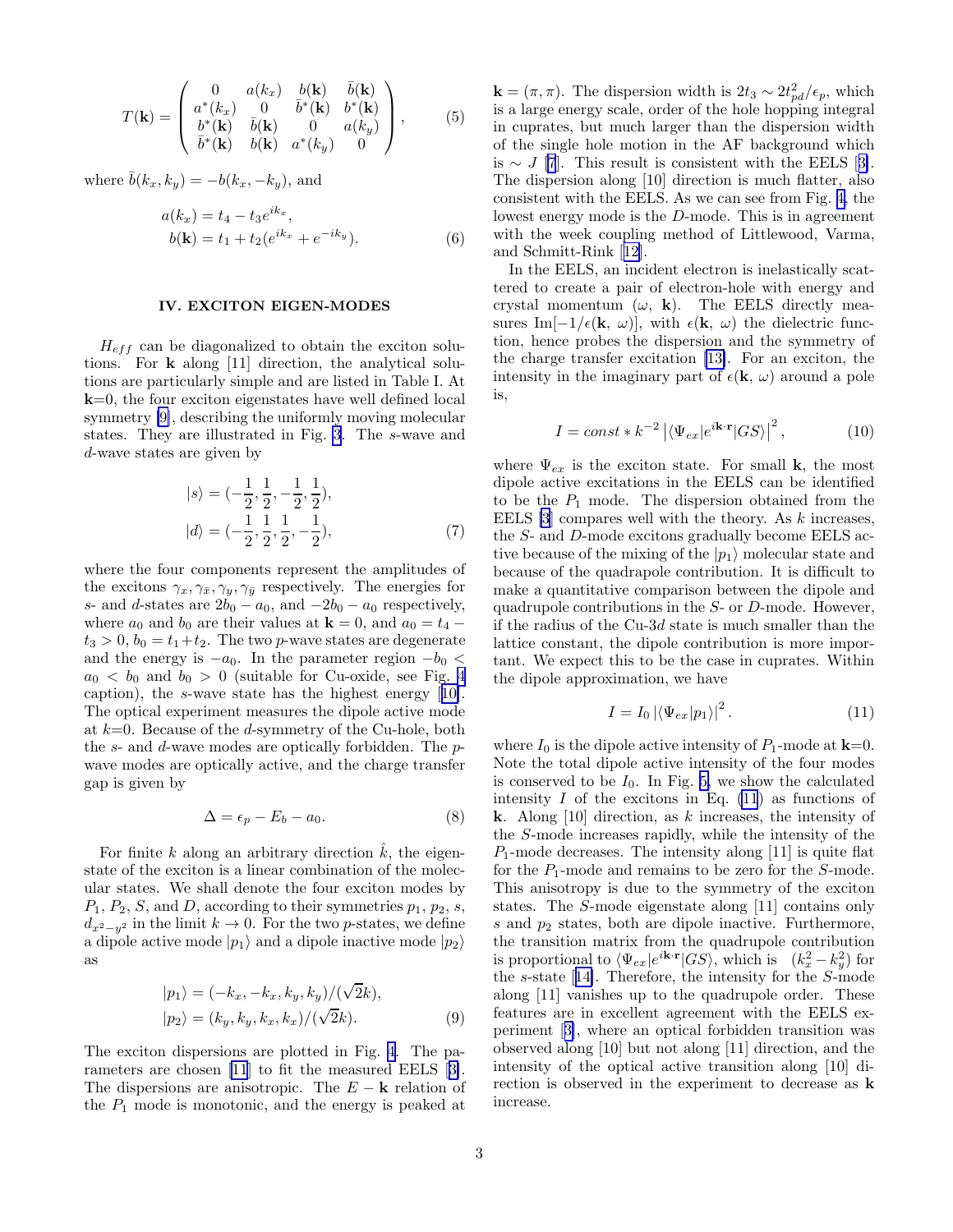$$T(\mathbf{k}) = \begin{pmatrix} 0 & a(k_x) & b(\mathbf{k}) & \bar{b}(\mathbf{k}) \\ a^*(k_x) & 0 & \bar{b}^*(\mathbf{k}) & b^*(\mathbf{k}) \\ b^*(\mathbf{k}) & \bar{b}(\mathbf{k}) & 0 & a(k_y) \\ \bar{b}^*(\mathbf{k}) & b(\mathbf{k}) & a^*(k_y) & 0 \end{pmatrix}, \quad (5)$$

where $\bar{b}(k_x, k_y) = -b(k_x, -k_y)$, and

$$\begin{aligned} a(k_x) &= t_4 - t_3 e^{ik_x}, \\ b(\mathbf{k}) &= t_1 + t_2(e^{ik_x} + e^{-ik_y}). \end{aligned} \quad (6)$$

## IV. EXCITON EIGEN-MODES

$H_{eff}$ can be diagonalized to obtain the exciton solutions. For $\mathbf{k}$ along [11] direction, the analytical solutions are particularly simple and are listed in Table I. At $\mathbf{k}$=0, the four exciton eigenstates have well defined local symmetry [9], describing the uniformly moving molecular states. They are illustrated in Fig. 3. The $s$-wave and $d$-wave states are given by

$$\begin{aligned} |s\rangle &= (-\frac{1}{2}, \frac{1}{2}, -\frac{1}{2}, \frac{1}{2}), \\ |d\rangle &= (-\frac{1}{2}, \frac{1}{2}, \frac{1}{2}, -\frac{1}{2}), \end{aligned} \quad (7)$$

where the four components represent the amplitudes of the excitons $\gamma_x, \gamma_{\bar{x}}, \gamma_y, \gamma_{\bar{y}}$ respectively. The energies for $s$- and $d$-states are $2b_0 - a_0$, and $-2b_0 - a_0$ respectively, where $a_0$ and $b_0$ are their values at $\mathbf{k} = 0$, and $a_0 = t_4 - t_3 > 0$, $b_0 = t_1 + t_2$. The two $p$-wave states are degenerate and the energy is $-a_0$. In the parameter region $-b_0 < a_0 < b_0$ and $b_0 > 0$ (suitable for Cu-oxide, see Fig. 4 caption), the $s$-wave state has the highest energy [10]. The optical experiment measures the dipole active mode at $k$=0. Because of the $d$-symmetry of the Cu-hole, both the $s$- and $d$-wave modes are optically forbidden. The $p$-wave modes are optically active, and the charge transfer gap is given by

$$\Delta = \epsilon_p - E_b - a_0. \quad (8)$$

For finite $k$ along an arbitrary direction $\hat{k}$, the eigenstate of the exciton is a linear combination of the molecular states. We shall denote the four exciton modes by $P_1$, $P_2$, $S$, and $D$, according to their symmetries $p_1$, $p_2$, $s$, $d_{x^2-y^2}$ in the limit $k \to 0$. For the two $p$-states, we define a dipole active mode $|p_1\rangle$ and a dipole inactive mode $|p_2\rangle$ as

$$\begin{aligned} |p_1\rangle &= (-k_x, -k_x, k_y, k_y)/(\sqrt{2}k), \\ |p_2\rangle &= (k_y, k_y, k_x, k_x)/(\sqrt{2}k). \end{aligned} \quad (9)$$

The exciton dispersions are plotted in Fig. 4. The parameters are chosen [11] to fit the measured EELS [3]. The dispersions are anisotropic. The $E - \mathbf{k}$ relation of the $P_1$ mode is monotonic, and the energy is peaked at $\mathbf{k} = (\pi, \pi)$. The dispersion width is $2t_3 \sim 2t_{pd}^2/\epsilon_p$, which is a large energy scale, order of the hole hopping integral in cuprates, but much larger than the dispersion width of the single hole motion in the AF background which is $\sim J$ [7]. This result is consistent with the EELS [3]. The dispersion along [10] direction is much flatter, also consistent with the EELS. As we can see from Fig. 4, the lowest energy mode is the $D$-mode. This is in agreement with the week coupling method of Littlewood, Varma, and Schmitt-Rink [12].

In the EELS, an incident electron is inelastically scattered to create a pair of electron-hole with energy and crystal momentum ($\omega$, $\mathbf{k}$). The EELS directly measures $\text{Im}[-1/\epsilon(\mathbf{k}, \omega)]$, with $\epsilon(\mathbf{k}, \omega)$ the dielectric function, hence probes the dispersion and the symmetry of the charge transfer excitation [13]. For an exciton, the intensity in the imaginary part of $\epsilon(\mathbf{k}, \omega)$ around a pole is,

$$I = const * k^{-2} \left| \langle \Psi_{ex} | e^{i\mathbf{k}\cdot\mathbf{r}} | GS \rangle \right|^2, \quad (10)$$

where $\Psi_{ex}$ is the exciton state. For small $\mathbf{k}$, the most dipole active excitations in the EELS can be identified to be the $P_1$ mode. The dispersion obtained from the EELS [3] compares well with the theory. As $k$ increases, the $S$- and $D$-mode excitons gradually become EELS active because of the mixing of the $|p_1\rangle$ molecular state and because of the quadrapole contribution. It is difficult to make a quantitative comparison between the dipole and quadrupole contributions in the $S$- or $D$-mode. However, if the radius of the Cu-3$d$ state is much smaller than the lattice constant, the dipole contribution is more important. We expect this to be the case in cuprates. Within the dipole approximation, we have

$$I = I_0 \left| \langle \Psi_{ex} | p_1 \rangle \right|^2. \quad (11)$$

where $I_0$ is the dipole active intensity of $P_1$-mode at $\mathbf{k}$=0. Note the total dipole active intensity of the four modes is conserved to be $I_0$. In Fig. 5, we show the calculated intensity $I$ of the excitons in Eq. (11) as functions of $\mathbf{k}$. Along [10] direction, as $k$ increases, the intensity of the $S$-mode increases rapidly, while the intensity of the $P_1$-mode decreases. The intensity along [11] is quite flat for the $P_1$-mode and remains to be zero for the $S$-mode. This anisotropy is due to the symmetry of the exciton states. The $S$-mode eigenstate along [11] contains only $s$ and $p_2$ states, both are dipole inactive. Furthermore, the transition matrix from the quadrupole contribution is proportional to $\langle \Psi_{ex} | e^{i\mathbf{k}\cdot\mathbf{r}} | GS \rangle$, which is $(k_x^2 - k_y^2)$ for the $s$-state [14]. Therefore, the intensity for the $S$-mode along [11] vanishes up to the quadrupole order. These features are in excellent agreement with the EELS experiment [3], where an optical forbidden transition was observed along [10] but not along [11] direction, and the intensity of the optical active transition along [10] direction is observed in the experiment to decrease as $\mathbf{k}$ increase.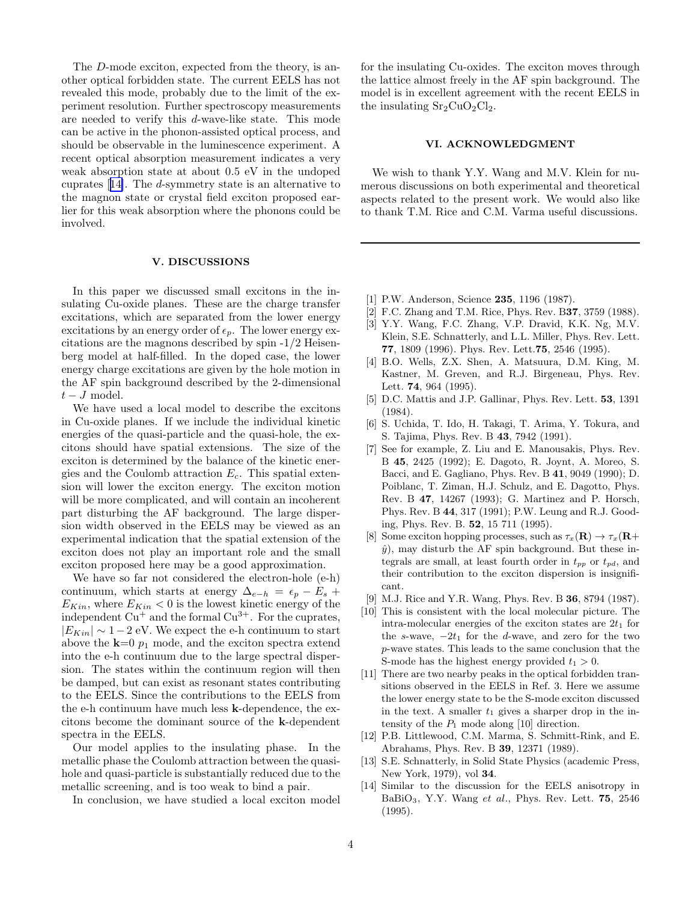The $D$-mode exciton, expected from the theory, is another optical forbidden state. The current EELS has not revealed this mode, probably due to the limit of the experiment resolution. Further spectroscopy measurements are needed to verify this $d$-wave-like state. This mode can be active in the phonon-assisted optical process, and should be observable in the luminescence experiment. A recent optical absorption measurement indicates a very weak absorption state at about 0.5 eV in the undoped cuprates [14]. The $d$-symmetry state is an alternative to the magnon state or crystal field exciton proposed earlier for this weak absorption where the phonons could be involved.

## V. DISCUSSIONS

In this paper we discussed small excitons in the insulating Cu-oxide planes. These are the charge transfer excitations, which are separated from the lower energy excitations by an energy order of $\epsilon_p$. The lower energy excitations are the magnons described by spin -1/2 Heisenberg model at half-filled. In the doped case, the lower energy charge excitations are given by the hole motion in the AF spin background described by the 2-dimensional $t-J$ model.

We have used a local model to describe the excitons in Cu-oxide planes. If we include the individual kinetic energies of the quasi-particle and the quasi-hole, the excitons should have spatial extensions. The size of the exciton is determined by the balance of the kinetic energies and the Coulomb attraction $E_c$. This spatial extension will lower the exciton energy. The exciton motion will be more complicated, and will contain an incoherent part disturbing the AF background. The large dispersion width observed in the EELS may be viewed as an experimental indication that the spatial extension of the exciton does not play an important role and the small exciton proposed here may be a good approximation.

We have so far not considered the electron-hole (e-h) continuum, which starts at energy $\Delta_{e-h} = \epsilon_p - E_s + E_{Kin}$, where $E_{Kin} < 0$ is the lowest kinetic energy of the independent $Cu^+$ and the formal $Cu^{3+}$. For the cuprates, $|E_{Kin}| \sim 1-2$ eV. We expect the e-h continuum to start above the $\mathbf{k}$=0 $p_1$ mode, and the exciton spectra extend into the e-h continuum due to the large spectral dispersion. The states within the continuum region will then be damped, but can exist as resonant states contributing to the EELS. Since the contributions to the EELS from the e-h continuum have much less $\mathbf{k}$-dependence, the excitons become the dominant source of the $\mathbf{k}$-dependent spectra in the EELS.

Our model applies to the insulating phase. In the metallic phase the Coulomb attraction between the quasi-hole and quasi-particle is substantially reduced due to the metallic screening, and is too weak to bind a pair.

In conclusion, we have studied a local exciton model for the insulating Cu-oxides. The exciton moves through the lattice almost freely in the AF spin background. The model is in excellent agreement with the recent EELS in the insulating $Sr_2CuO_2Cl_2$.

## VI. ACKNOWLEDGMENT

We wish to thank Y.Y. Wang and M.V. Klein for numerous discussions on both experimental and theoretical aspects related to the present work. We would also like to thank T.M. Rice and C.M. Varma useful discussions.

---

[1] P.W. Anderson, Science **235**, 1196 (1987).

[2] F.C. Zhang and T.M. Rice, Phys. Rev. B**37**, 3759 (1988).

[3] Y.Y. Wang, F.C. Zhang, V.P. Dravid, K.K. Ng, M.V. Klein, S.E. Schnatterly, and L.L. Miller, Phys. Rev. Lett. **77**, 1809 (1996). Phys. Rev. Lett.**75**, 2546 (1995).

[4] B.O. Wells, Z.X. Shen, A. Matsuura, D.M. King, M. Kastner, M. Greven, and R.J. Birgeneau, Phys. Rev. Lett. **74**, 964 (1995).

[5] D.C. Mattis and J.P. Gallinar, Phys. Rev. Lett. **53**, 1391 (1984).

[6] S. Uchida, T. Ido, H. Takagi, T. Arima, Y. Tokura, and S. Tajima, Phys. Rev. B **43**, 7942 (1991).

[7] See for example, Z. Liu and E. Manousakis, Phys. Rev. B **45**, 2425 (1992); E. Dagoto, R. Joynt, A. Moreo, S. Bacci, and E. Gagliano, Phys. Rev. B **41**, 9049 (1990); D. Poiblanc, T. Ziman, H.J. Schulz, and E. Dagotto, Phys. Rev. B **47**, 14267 (1993); G. Martinez and P. Horsch, Phys. Rev. B **44**, 317 (1991); P.W. Leung and R.J. Gooding, Phys. Rev. B. **52**, 15 711 (1995).

[8] Some exciton hopping processes, such as $\tau_x(\mathbf{R}) \rightarrow \tau_x(\mathbf{R}+\hat{y})$, may disturb the AF spin background. But these integrals are small, at least fourth order in $t_{pp}$ or $t_{pd}$, and their contribution to the exciton dispersion is insignificant.

[9] M.J. Rice and Y.R. Wang, Phys. Rev. B **36**, 8794 (1987).

[10] This is consistent with the local molecular picture. The intra-molecular energies of the exciton states are $2t_1$ for the $s$-wave, $-2t_1$ for the $d$-wave, and zero for the two $p$-wave states. This leads to the same conclusion that the S-mode has the highest energy provided $t_1 > 0$.

[11] There are two nearby peaks in the optical forbidden transitions observed in the EELS in Ref. 3. Here we assume the lower energy state to be the S-mode exciton discussed in the text. A smaller $t_1$ gives a sharper drop in the intensity of the $P_1$ mode along [10] direction.

[12] P.B. Littlewood, C.M. Marma, S. Schmitt-Rink, and E. Abrahams, Phys. Rev. B **39**, 12371 (1989).

[13] S.E. Schnatterly, in Solid State Physics (academic Press, New York, 1979), vol **34**.

[14] Similar to the discussion for the EELS anisotropy in $BaBiO_3$, Y.Y. Wang *et al.*, Phys. Rev. Lett. **75**, 2546 (1995).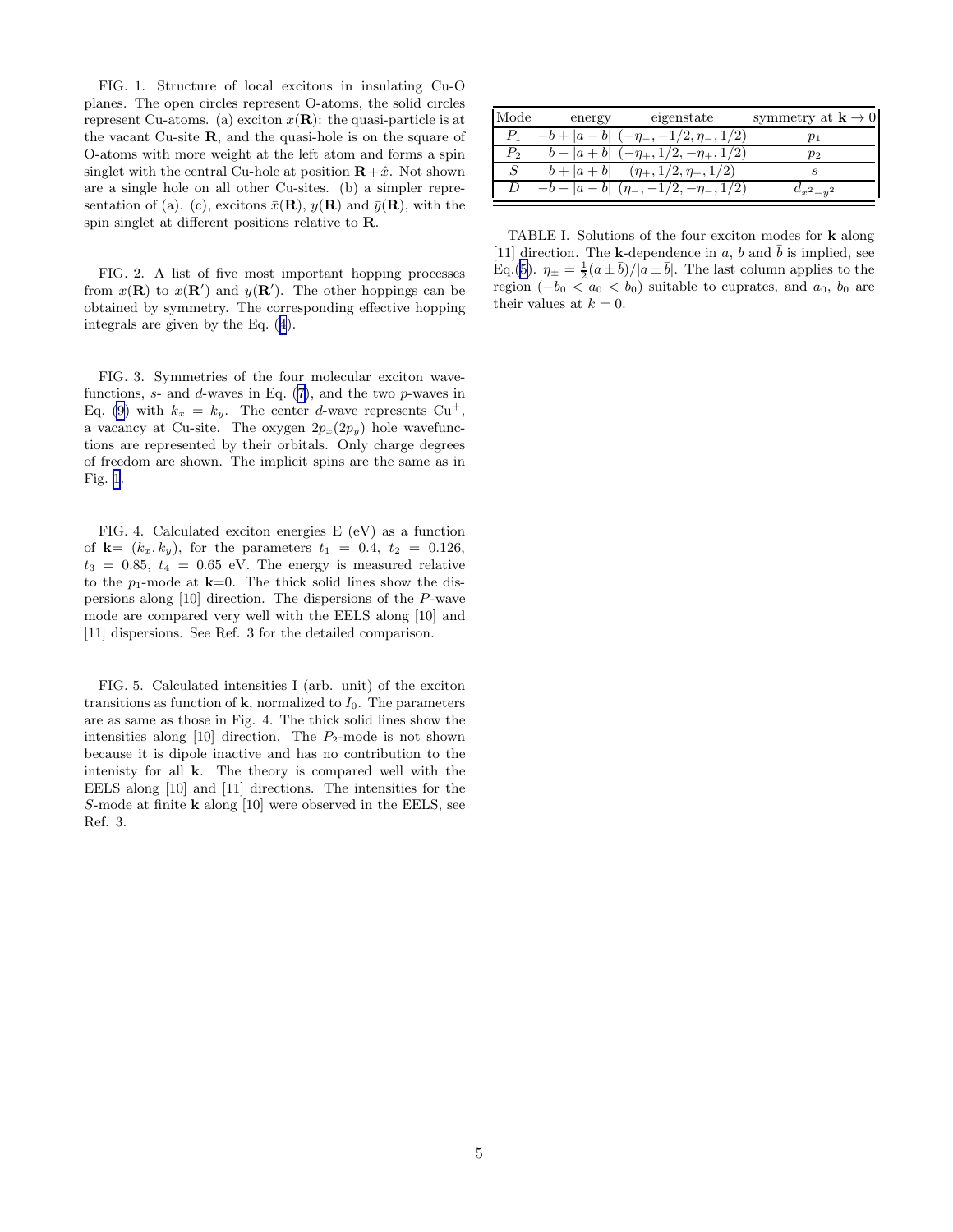FIG. 1. Structure of local excitons in insulating Cu-O planes. The open circles represent O-atoms, the solid circles represent Cu-atoms. (a) exciton $x(\mathbf{R})$: the quasi-particle is at the vacant Cu-site $\mathbf{R}$, and the quasi-hole is on the square of O-atoms with more weight at the left atom and forms a spin singlet with the central Cu-hole at position $\mathbf{R}+\hat{x}$. Not shown are a single hole on all other Cu-sites. (b) a simpler representation of (a). (c), excitons $\bar{x}(\mathbf{R})$, $y(\mathbf{R})$ and $\bar{y}(\mathbf{R})$, with the spin singlet at different positions relative to $\mathbf{R}$.

FIG. 2. A list of five most important hopping processes from $x(\mathbf{R})$ to $\bar{x}(\mathbf{R}')$ and $y(\mathbf{R}')$. The other hoppings can be obtained by symmetry. The corresponding effective hopping integrals are given by the Eq. (4).

FIG. 3. Symmetries of the four molecular exciton wavefunctions, $s$- and $d$-waves in Eq. (7), and the two $p$-waves in Eq. (9) with $k_x = k_y$. The center $d$-wave represents $Cu^+$, a vacancy at Cu-site. The oxygen $2p_x(2p_y)$ hole wavefunctions are represented by their orbitals. Only charge degrees of freedom are shown. The implicit spins are the same as in Fig. 1.

FIG. 4. Calculated exciton energies E (eV) as a function of $\mathbf{k}=(k_x, k_y)$, for the parameters $t_1 = 0.4$, $t_2 = 0.126$, $t_3 = 0.85$, $t_4 = 0.65$ eV. The energy is measured relative to the $p_1$-mode at $\mathbf{k}$=0. The thick solid lines show the dispersions along [10] direction. The dispersions of the $P$-wave mode are compared very well with the EELS along [10] and [11] dispersions. See Ref. 3 for the detailed comparison.

FIG. 5. Calculated intensities I (arb. unit) of the exciton transitions as function of $\mathbf{k}$, normalized to $I_0$. The parameters are as same as those in Fig. 4. The thick solid lines show the intensities along [10] direction. The $P_2$-mode is not shown because it is dipole inactive and has no contribution to the intenisty for all $\mathbf{k}$. The theory is compared well with the EELS along [10] and [11] directions. The intensities for the $S$-mode at finite $\mathbf{k}$ along [10] were observed in the EELS, see Ref. 3.

| Mode | energy | eigenstate | symmetry at $\mathbf{k}\to 0$ |
|---|---|---|---|
| $P_1$ | $-b+\lvert a-b\rvert$ | $(-\eta_-, -1/2, \eta_-, 1/2)$ | $p_1$ |
| $P_2$ | $b-\lvert a+b\rvert$ | $(-\eta_+, 1/2, -\eta_+, 1/2)$ | $p_2$ |
| $S$ | $b+\lvert a+b\rvert$ | $(\eta_+, 1/2, \eta_+, 1/2)$ | $s$ |
| $D$ | $-b-\lvert a-b\rvert$ | $(\eta_-, -1/2, -\eta_-, 1/2)$ | $d_{x^2-y^2}$ |

TABLE I. Solutions of the four exciton modes for $\mathbf{k}$ along [11] direction. The $\mathbf{k}$-dependence in $a$, $b$ and $\bar{b}$ is implied, see Eq.(5). $\eta_\pm = \frac{1}{2}(a \pm \bar{b})/|a \pm \bar{b}|$. The last column applies to the region $(-b_0 < a_0 < b_0)$ suitable to cuprates, and $a_0$, $b_0$ are their values at $k = 0$.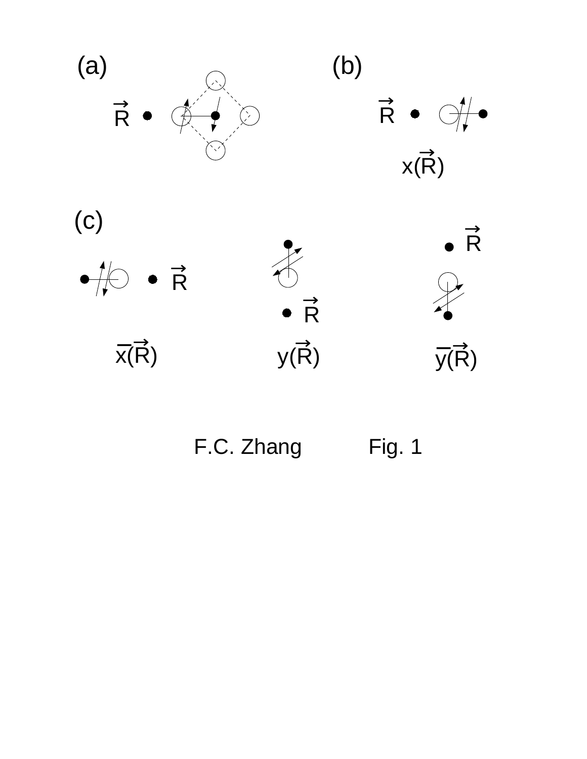(a)

$\vec{R}$

(b)

$\vec{R}$

$x(\vec{R})$

(c)

$\vec{R}$

$\vec{R}$

$\vec{R}$

$\overline{x}(\vec{R})$

$y(\vec{R})$

$\overline{y}(\vec{R})$

F.C. Zhang Fig. 1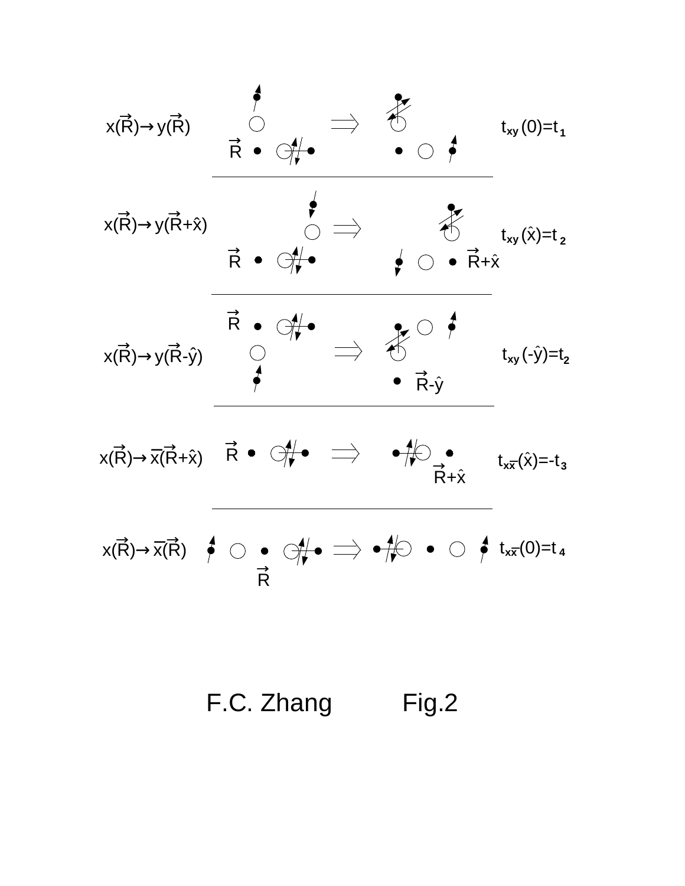$x(\vec{R}) \rightarrow y(\vec{R})$ $\Rightarrow$ $t_{xy}(0)=t_1$

$x(\vec{R}) \rightarrow y(\vec{R}+\hat{x})$ $\Rightarrow$ $t_{xy}(\hat{x})=t_2$

$x(\vec{R}) \rightarrow y(\vec{R}-\hat{y})$ $\Rightarrow$ $t_{xy}(-\hat{y})=t_2$

$x(\vec{R}) \rightarrow \overline{x}(\vec{R}+\hat{x})$ $\Rightarrow$ $t_{x\overline{x}}(\hat{x})=-t_3$

$x(\vec{R}) \rightarrow \overline{x}(\vec{R})$ $\Rightarrow$ $t_{x\overline{x}}(0)=t_4$

F.C. Zhang Fig.2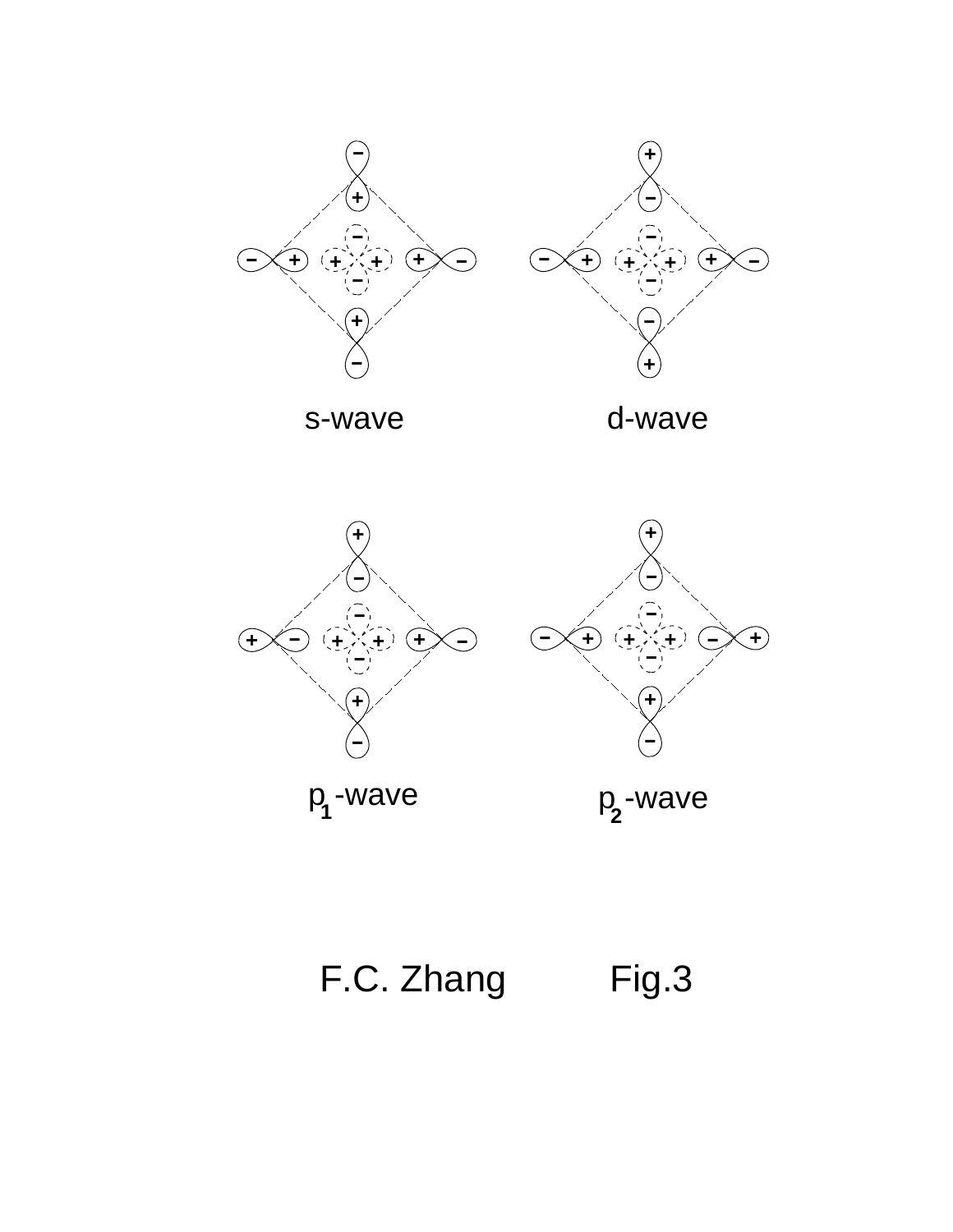s-wave

d-wave

$p_1$-wave

$p_2$-wave

F.C. Zhang Fig.3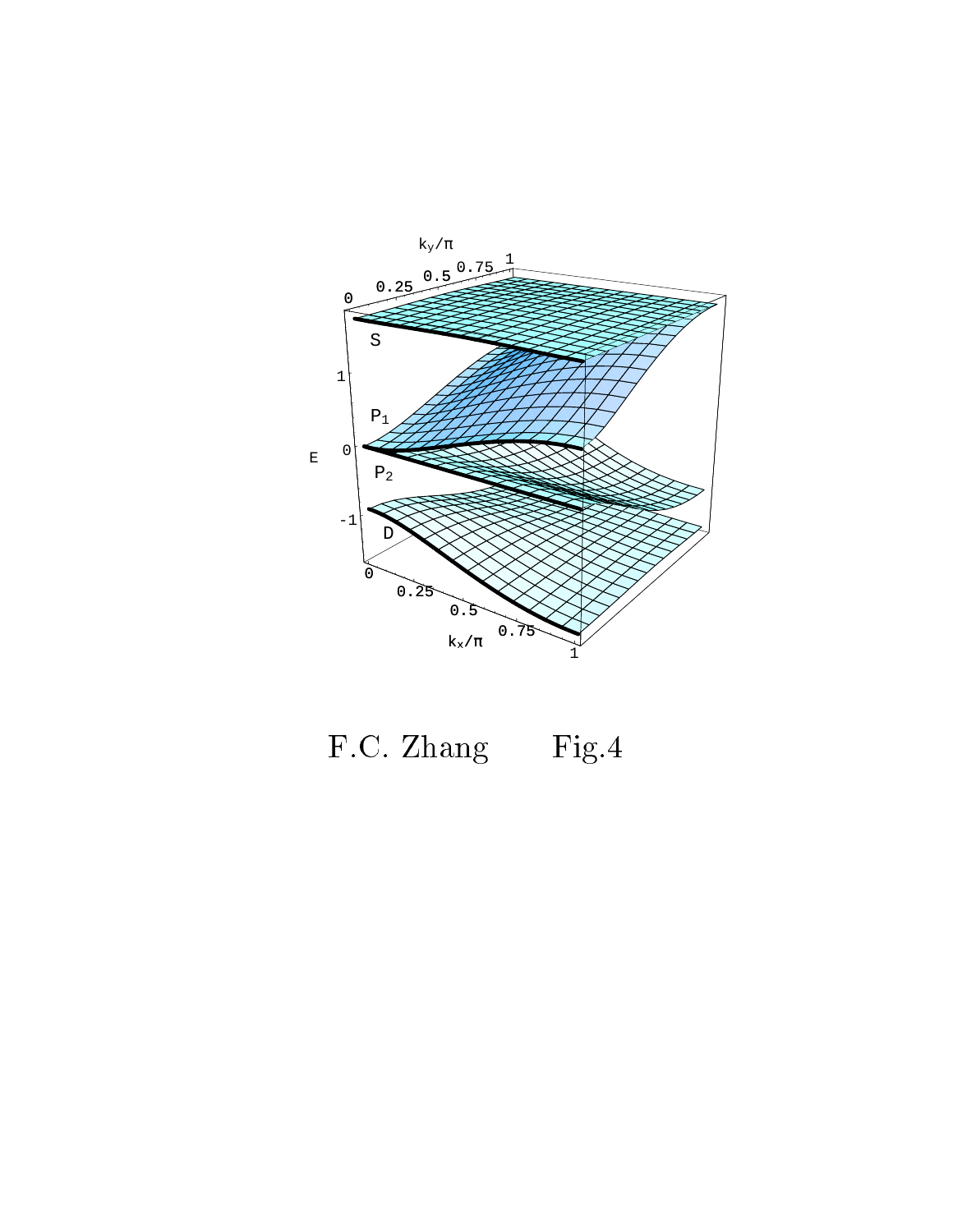F.C. Zhang    Fig.4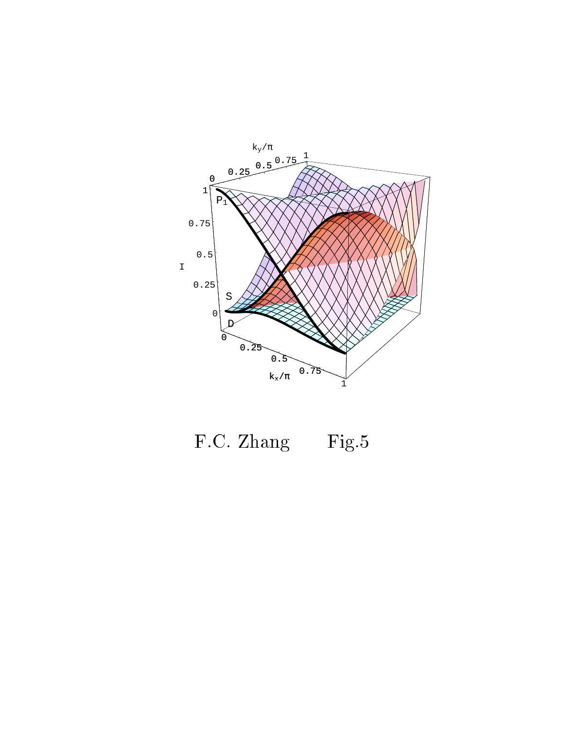$k_y/\pi$

0 0.25 0.5 0.75 1

1

$P_1$

0.75

0.5

I

0.25

S

0

D

0 0.25 0.5 0.75 1

$k_x/\pi$

F.C. Zhang Fig.5